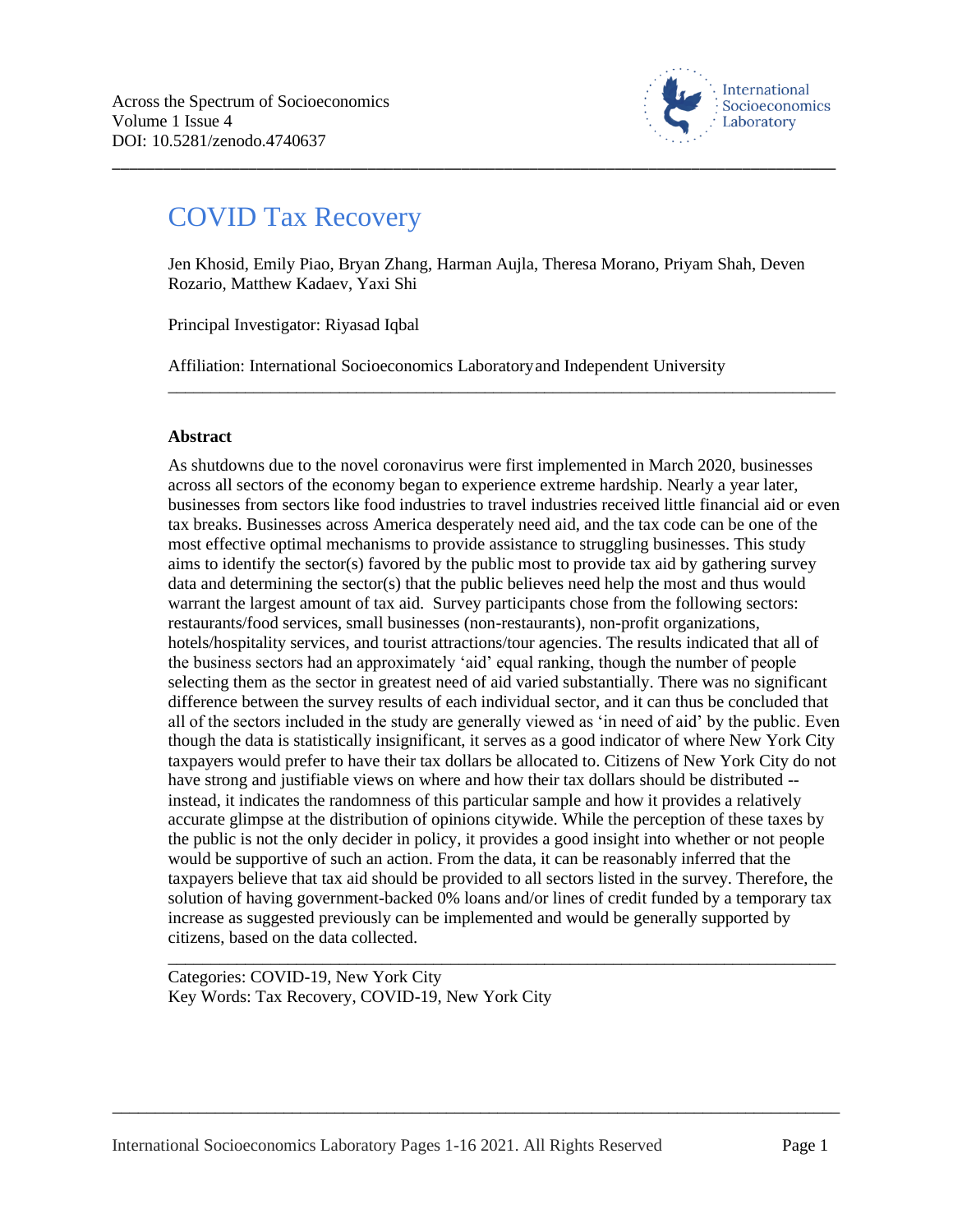Across the Spectrum of Socioeconomics
Volume 1 Issue 4
DOI: 10.5281/zenodo.4740637

# COVID Tax Recovery

Jen Khosid, Emily Piao, Bryan Zhang, Harman Aujla, Theresa Morano, Priyam Shah, Deven Rozario, Matthew Kadaev, Yaxi Shi

Principal Investigator: Riyasad Iqbal

Affiliation: International Socioeconomics Laboratory and Independent University

---

**Abstract**

As shutdowns due to the novel coronavirus were first implemented in March 2020, businesses across all sectors of the economy began to experience extreme hardship. Nearly a year later, businesses from sectors like food industries to travel industries received little financial aid or even tax breaks. Businesses across America desperately need aid, and the tax code can be one of the most effective optimal mechanisms to provide assistance to struggling businesses. This study aims to identify the sector(s) favored by the public most to provide tax aid by gathering survey data and determining the sector(s) that the public believes need help the most and thus would warrant the largest amount of tax aid. Survey participants chose from the following sectors: restaurants/food services, small businesses (non-restaurants), non-profit organizations, hotels/hospitality services, and tourist attractions/tour agencies. The results indicated that all of the business sectors had an approximately 'aid' equal ranking, though the number of people selecting them as the sector in greatest need of aid varied substantially. There was no significant difference between the survey results of each individual sector, and it can thus be concluded that all of the sectors included in the study are generally viewed as 'in need of aid' by the public. Even though the data is statistically insignificant, it serves as a good indicator of where New York City taxpayers would prefer to have their tax dollars be allocated to. Citizens of New York City do not have strong and justifiable views on where and how their tax dollars should be distributed -- instead, it indicates the randomness of this particular sample and how it provides a relatively accurate glimpse at the distribution of opinions citywide. While the perception of these taxes by the public is not the only decider in policy, it provides a good insight into whether or not people would be supportive of such an action. From the data, it can be reasonably inferred that the taxpayers believe that tax aid should be provided to all sectors listed in the survey. Therefore, the solution of having government-backed 0% loans and/or lines of credit funded by a temporary tax increase as suggested previously can be implemented and would be generally supported by citizens, based on the data collected.

---

Categories: COVID-19, New York City
Key Words: Tax Recovery, COVID-19, New York City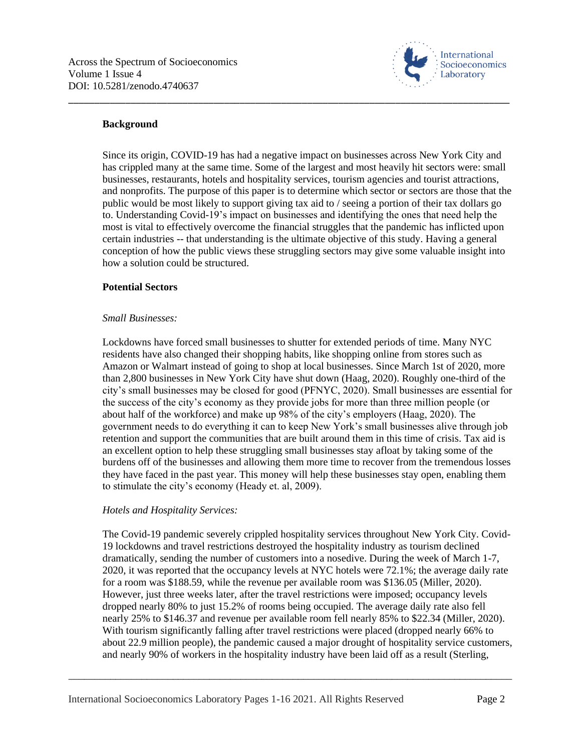## Background

Since its origin, COVID-19 has had a negative impact on businesses across New York City and has crippled many at the same time. Some of the largest and most heavily hit sectors were: small businesses, restaurants, hotels and hospitality services, tourism agencies and tourist attractions, and nonprofits. The purpose of this paper is to determine which sector or sectors are those that the public would be most likely to support giving tax aid to / seeing a portion of their tax dollars go to. Understanding Covid-19's impact on businesses and identifying the ones that need help the most is vital to effectively overcome the financial struggles that the pandemic has inflicted upon certain industries -- that understanding is the ultimate objective of this study. Having a general conception of how the public views these struggling sectors may give some valuable insight into how a solution could be structured.

## Potential Sectors

### *Small Businesses:*

Lockdowns have forced small businesses to shutter for extended periods of time. Many NYC residents have also changed their shopping habits, like shopping online from stores such as Amazon or Walmart instead of going to shop at local businesses. Since March 1st of 2020, more than 2,800 businesses in New York City have shut down (Haag, 2020). Roughly one-third of the city's small businesses may be closed for good (PFNYC, 2020). Small businesses are essential for the success of the city's economy as they provide jobs for more than three million people (or about half of the workforce) and make up 98% of the city's employers (Haag, 2020). The government needs to do everything it can to keep New York's small businesses alive through job retention and support the communities that are built around them in this time of crisis. Tax aid is an excellent option to help these struggling small businesses stay afloat by taking some of the burdens off of the businesses and allowing them more time to recover from the tremendous losses they have faced in the past year. This money will help these businesses stay open, enabling them to stimulate the city's economy (Heady et. al, 2009).

### *Hotels and Hospitality Services:*

The Covid-19 pandemic severely crippled hospitality services throughout New York City. Covid-19 lockdowns and travel restrictions destroyed the hospitality industry as tourism declined dramatically, sending the number of customers into a nosedive. During the week of March 1-7, 2020, it was reported that the occupancy levels at NYC hotels were 72.1%; the average daily rate for a room was $188.59, while the revenue per available room was $136.05 (Miller, 2020). However, just three weeks later, after the travel restrictions were imposed; occupancy levels dropped nearly 80% to just 15.2% of rooms being occupied. The average daily rate also fell nearly 25% to $146.37 and revenue per available room fell nearly 85% to $22.34 (Miller, 2020). With tourism significantly falling after travel restrictions were placed (dropped nearly 66% to about 22.9 million people), the pandemic caused a major drought of hospitality service customers, and nearly 90% of workers in the hospitality industry have been laid off as a result (Sterling,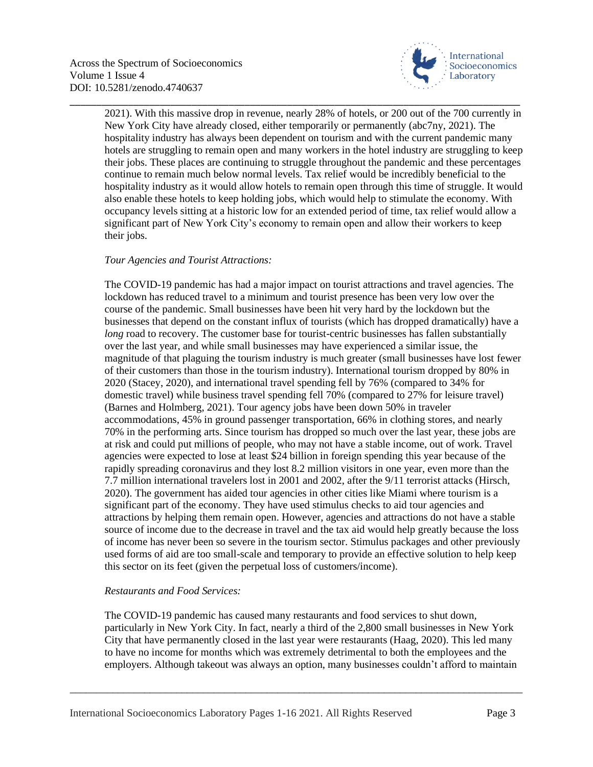2021). With this massive drop in revenue, nearly 28% of hotels, or 200 out of the 700 currently in New York City have already closed, either temporarily or permanently (abc7ny, 2021). The hospitality industry has always been dependent on tourism and with the current pandemic many hotels are struggling to remain open and many workers in the hotel industry are struggling to keep their jobs. These places are continuing to struggle throughout the pandemic and these percentages continue to remain much below normal levels. Tax relief would be incredibly beneficial to the hospitality industry as it would allow hotels to remain open through this time of struggle. It would also enable these hotels to keep holding jobs, which would help to stimulate the economy. With occupancy levels sitting at a historic low for an extended period of time, tax relief would allow a significant part of New York City's economy to remain open and allow their workers to keep their jobs.

*Tour Agencies and Tourist Attractions:*

The COVID-19 pandemic has had a major impact on tourist attractions and travel agencies. The lockdown has reduced travel to a minimum and tourist presence has been very low over the course of the pandemic. Small businesses have been hit very hard by the lockdown but the businesses that depend on the constant influx of tourists (which has dropped dramatically) have a *long* road to recovery. The customer base for tourist-centric businesses has fallen substantially over the last year, and while small businesses may have experienced a similar issue, the magnitude of that plaguing the tourism industry is much greater (small businesses have lost fewer of their customers than those in the tourism industry). International tourism dropped by 80% in 2020 (Stacey, 2020), and international travel spending fell by 76% (compared to 34% for domestic travel) while business travel spending fell 70% (compared to 27% for leisure travel) (Barnes and Holmberg, 2021). Tour agency jobs have been down 50% in traveler accommodations, 45% in ground passenger transportation, 66% in clothing stores, and nearly 70% in the performing arts. Since tourism has dropped so much over the last year, these jobs are at risk and could put millions of people, who may not have a stable income, out of work. Travel agencies were expected to lose at least $24 billion in foreign spending this year because of the rapidly spreading coronavirus and they lost 8.2 million visitors in one year, even more than the 7.7 million international travelers lost in 2001 and 2002, after the 9/11 terrorist attacks (Hirsch, 2020). The government has aided tour agencies in other cities like Miami where tourism is a significant part of the economy. They have used stimulus checks to aid tour agencies and attractions by helping them remain open. However, agencies and attractions do not have a stable source of income due to the decrease in travel and the tax aid would help greatly because the loss of income has never been so severe in the tourism sector. Stimulus packages and other previously used forms of aid are too small-scale and temporary to provide an effective solution to help keep this sector on its feet (given the perpetual loss of customers/income).

*Restaurants and Food Services:*

The COVID-19 pandemic has caused many restaurants and food services to shut down, particularly in New York City. In fact, nearly a third of the 2,800 small businesses in New York City that have permanently closed in the last year were restaurants (Haag, 2020). This led many to have no income for months which was extremely detrimental to both the employees and the employers. Although takeout was always an option, many businesses couldn't afford to maintain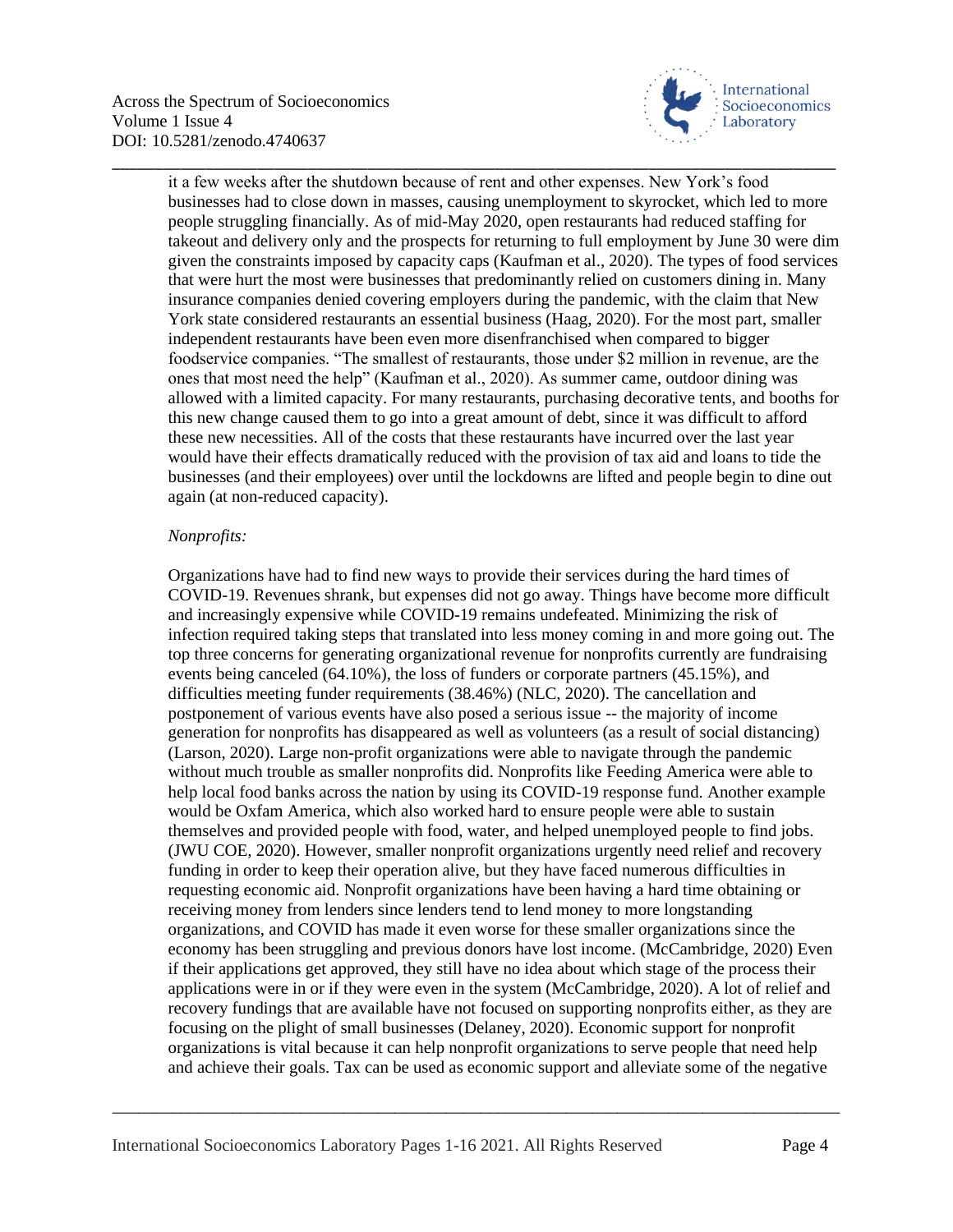it a few weeks after the shutdown because of rent and other expenses. New York's food businesses had to close down in masses, causing unemployment to skyrocket, which led to more people struggling financially. As of mid-May 2020, open restaurants had reduced staffing for takeout and delivery only and the prospects for returning to full employment by June 30 were dim given the constraints imposed by capacity caps (Kaufman et al., 2020). The types of food services that were hurt the most were businesses that predominantly relied on customers dining in. Many insurance companies denied covering employers during the pandemic, with the claim that New York state considered restaurants an essential business (Haag, 2020). For the most part, smaller independent restaurants have been even more disenfranchised when compared to bigger foodservice companies. "The smallest of restaurants, those under $2 million in revenue, are the ones that most need the help" (Kaufman et al., 2020). As summer came, outdoor dining was allowed with a limited capacity. For many restaurants, purchasing decorative tents, and booths for this new change caused them to go into a great amount of debt, since it was difficult to afford these new necessities. All of the costs that these restaurants have incurred over the last year would have their effects dramatically reduced with the provision of tax aid and loans to tide the businesses (and their employees) over until the lockdowns are lifted and people begin to dine out again (at non-reduced capacity).

*Nonprofits:*

Organizations have had to find new ways to provide their services during the hard times of COVID-19. Revenues shrank, but expenses did not go away. Things have become more difficult and increasingly expensive while COVID-19 remains undefeated. Minimizing the risk of infection required taking steps that translated into less money coming in and more going out. The top three concerns for generating organizational revenue for nonprofits currently are fundraising events being canceled (64.10%), the loss of funders or corporate partners (45.15%), and difficulties meeting funder requirements (38.46%) (NLC, 2020). The cancellation and postponement of various events have also posed a serious issue -- the majority of income generation for nonprofits has disappeared as well as volunteers (as a result of social distancing) (Larson, 2020). Large non-profit organizations were able to navigate through the pandemic without much trouble as smaller nonprofits did. Nonprofits like Feeding America were able to help local food banks across the nation by using its COVID-19 response fund. Another example would be Oxfam America, which also worked hard to ensure people were able to sustain themselves and provided people with food, water, and helped unemployed people to find jobs. (JWU COE, 2020). However, smaller nonprofit organizations urgently need relief and recovery funding in order to keep their operation alive, but they have faced numerous difficulties in requesting economic aid. Nonprofit organizations have been having a hard time obtaining or receiving money from lenders since lenders tend to lend money to more longstanding organizations, and COVID has made it even worse for these smaller organizations since the economy has been struggling and previous donors have lost income. (McCambridge, 2020) Even if their applications get approved, they still have no idea about which stage of the process their applications were in or if they were even in the system (McCambridge, 2020). A lot of relief and recovery fundings that are available have not focused on supporting nonprofits either, as they are focusing on the plight of small businesses (Delaney, 2020). Economic support for nonprofit organizations is vital because it can help nonprofit organizations to serve people that need help and achieve their goals. Tax can be used as economic support and alleviate some of the negative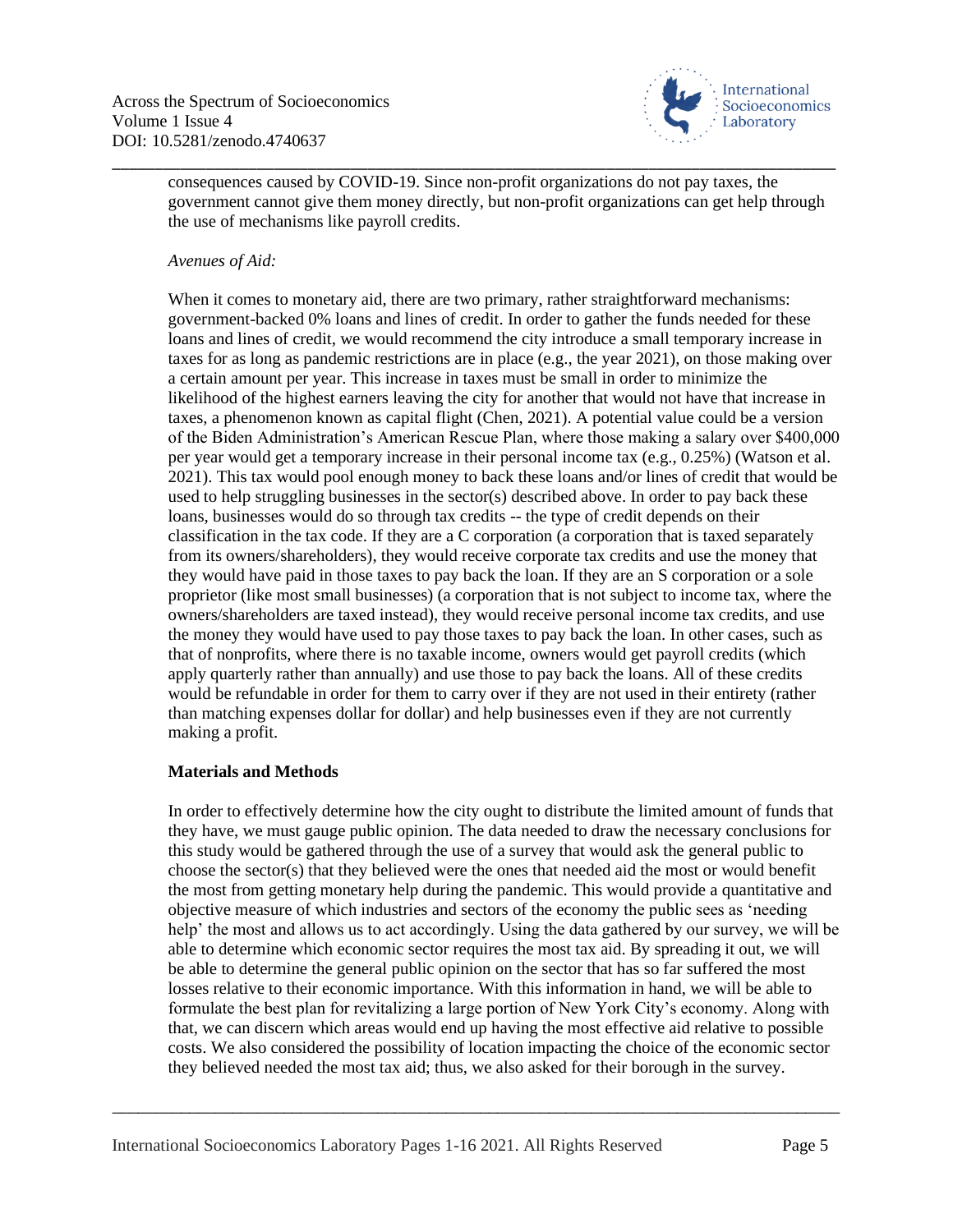consequences caused by COVID-19. Since non-profit organizations do not pay taxes, the government cannot give them money directly, but non-profit organizations can get help through the use of mechanisms like payroll credits.

*Avenues of Aid:*

When it comes to monetary aid, there are two primary, rather straightforward mechanisms: government-backed 0% loans and lines of credit. In order to gather the funds needed for these loans and lines of credit, we would recommend the city introduce a small temporary increase in taxes for as long as pandemic restrictions are in place (e.g., the year 2021), on those making over a certain amount per year. This increase in taxes must be small in order to minimize the likelihood of the highest earners leaving the city for another that would not have that increase in taxes, a phenomenon known as capital flight (Chen, 2021). A potential value could be a version of the Biden Administration's American Rescue Plan, where those making a salary over $400,000 per year would get a temporary increase in their personal income tax (e.g., 0.25%) (Watson et al. 2021). This tax would pool enough money to back these loans and/or lines of credit that would be used to help struggling businesses in the sector(s) described above. In order to pay back these loans, businesses would do so through tax credits -- the type of credit depends on their classification in the tax code. If they are a C corporation (a corporation that is taxed separately from its owners/shareholders), they would receive corporate tax credits and use the money that they would have paid in those taxes to pay back the loan. If they are an S corporation or a sole proprietor (like most small businesses) (a corporation that is not subject to income tax, where the owners/shareholders are taxed instead), they would receive personal income tax credits, and use the money they would have used to pay those taxes to pay back the loan. In other cases, such as that of nonprofits, where there is no taxable income, owners would get payroll credits (which apply quarterly rather than annually) and use those to pay back the loans. All of these credits would be refundable in order for them to carry over if they are not used in their entirety (rather than matching expenses dollar for dollar) and help businesses even if they are not currently making a profit.

**Materials and Methods**

In order to effectively determine how the city ought to distribute the limited amount of funds that they have, we must gauge public opinion. The data needed to draw the necessary conclusions for this study would be gathered through the use of a survey that would ask the general public to choose the sector(s) that they believed were the ones that needed aid the most or would benefit the most from getting monetary help during the pandemic. This would provide a quantitative and objective measure of which industries and sectors of the economy the public sees as 'needing help' the most and allows us to act accordingly. Using the data gathered by our survey, we will be able to determine which economic sector requires the most tax aid. By spreading it out, we will be able to determine the general public opinion on the sector that has so far suffered the most losses relative to their economic importance. With this information in hand, we will be able to formulate the best plan for revitalizing a large portion of New York City's economy. Along with that, we can discern which areas would end up having the most effective aid relative to possible costs. We also considered the possibility of location impacting the choice of the economic sector they believed needed the most tax aid; thus, we also asked for their borough in the survey.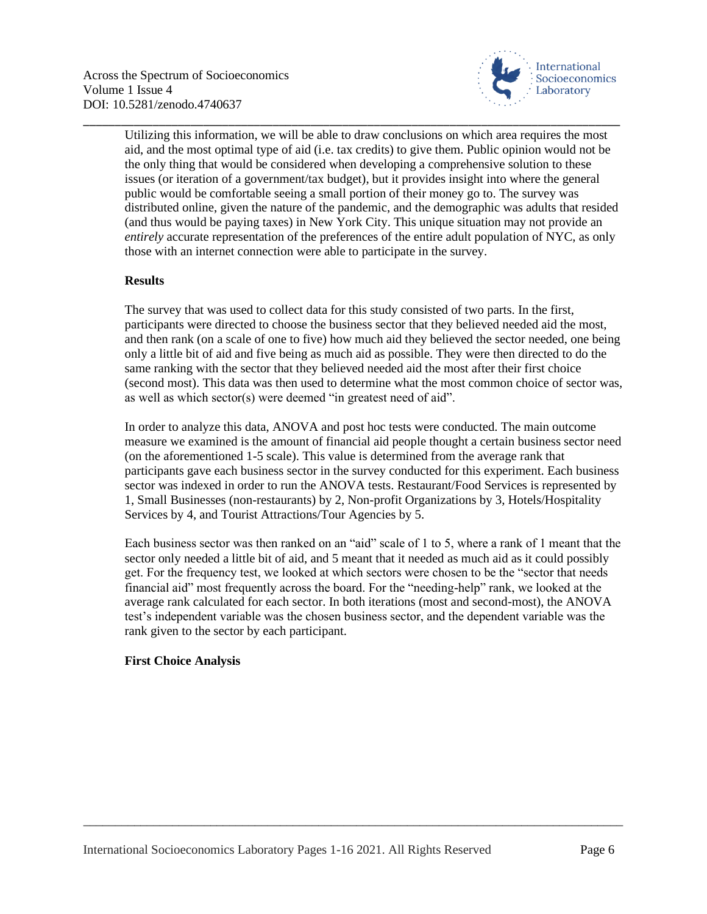Utilizing this information, we will be able to draw conclusions on which area requires the most aid, and the most optimal type of aid (i.e. tax credits) to give them. Public opinion would not be the only thing that would be considered when developing a comprehensive solution to these issues (or iteration of a government/tax budget), but it provides insight into where the general public would be comfortable seeing a small portion of their money go to. The survey was distributed online, given the nature of the pandemic, and the demographic was adults that resided (and thus would be paying taxes) in New York City. This unique situation may not provide an *entirely* accurate representation of the preferences of the entire adult population of NYC, as only those with an internet connection were able to participate in the survey.

**Results**

The survey that was used to collect data for this study consisted of two parts. In the first, participants were directed to choose the business sector that they believed needed aid the most, and then rank (on a scale of one to five) how much aid they believed the sector needed, one being only a little bit of aid and five being as much aid as possible. They were then directed to do the same ranking with the sector that they believed needed aid the most after their first choice (second most). This data was then used to determine what the most common choice of sector was, as well as which sector(s) were deemed "in greatest need of aid".

In order to analyze this data, ANOVA and post hoc tests were conducted. The main outcome measure we examined is the amount of financial aid people thought a certain business sector need (on the aforementioned 1-5 scale). This value is determined from the average rank that participants gave each business sector in the survey conducted for this experiment. Each business sector was indexed in order to run the ANOVA tests. Restaurant/Food Services is represented by 1, Small Businesses (non-restaurants) by 2, Non-profit Organizations by 3, Hotels/Hospitality Services by 4, and Tourist Attractions/Tour Agencies by 5.

Each business sector was then ranked on an "aid" scale of 1 to 5, where a rank of 1 meant that the sector only needed a little bit of aid, and 5 meant that it needed as much aid as it could possibly get. For the frequency test, we looked at which sectors were chosen to be the "sector that needs financial aid" most frequently across the board. For the "needing-help" rank, we looked at the average rank calculated for each sector. In both iterations (most and second-most), the ANOVA test's independent variable was the chosen business sector, and the dependent variable was the rank given to the sector by each participant.

**First Choice Analysis**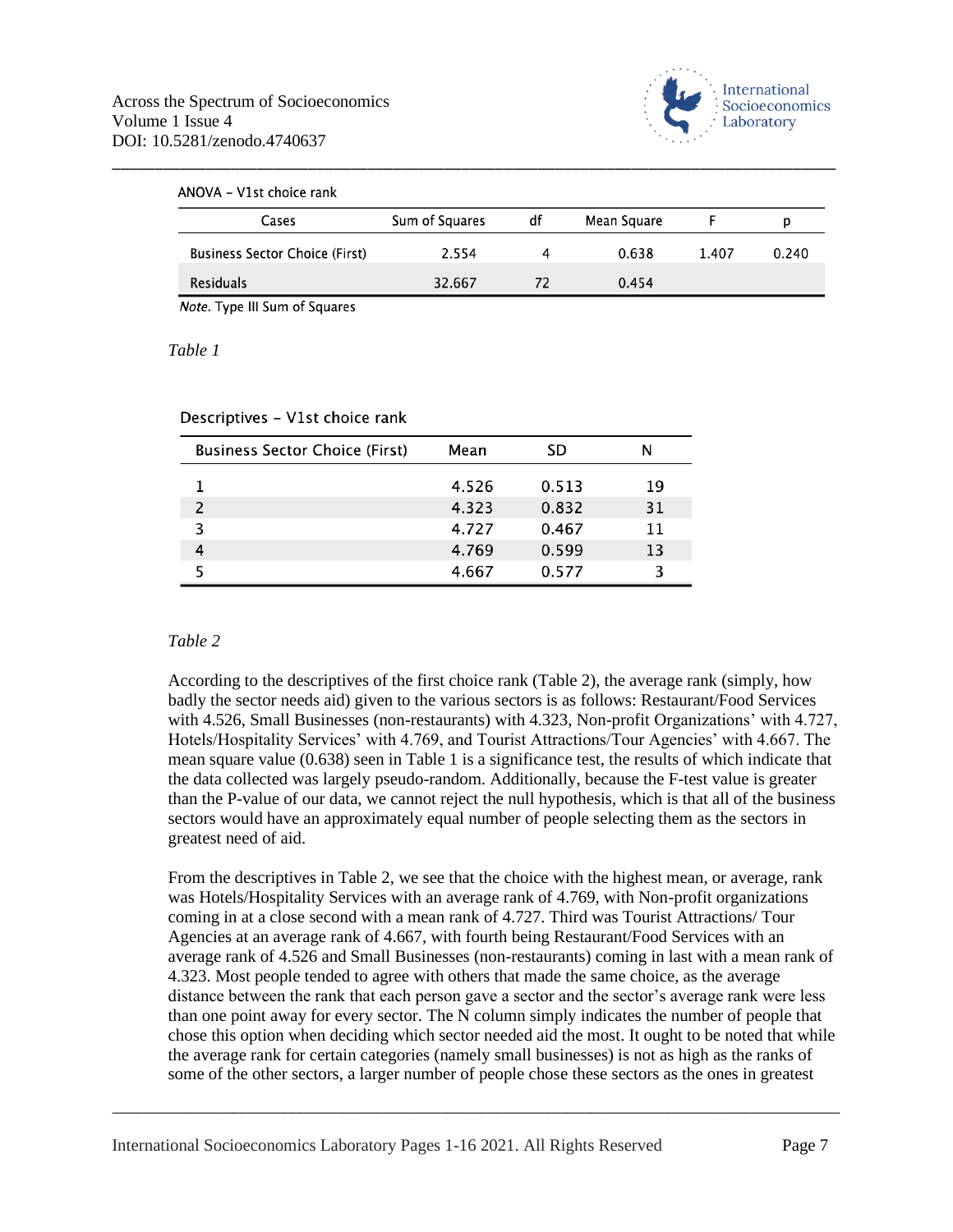ANOVA – V1st choice rank

| Cases | Sum of Squares | df | Mean Square | F | p |
|---|---|---|---|---|---|
| Business Sector Choice (First) | 2.554 | 4 | 0.638 | 1.407 | 0.240 |
| Residuals | 32.667 | 72 | 0.454 | | |

*Note.* Type III Sum of Squares

*Table 1*

Descriptives – V1st choice rank

| Business Sector Choice (First) | Mean | SD | N |
|---|---|---|---|
| 1 | 4.526 | 0.513 | 19 |
| 2 | 4.323 | 0.832 | 31 |
| 3 | 4.727 | 0.467 | 11 |
| 4 | 4.769 | 0.599 | 13 |
| 5 | 4.667 | 0.577 | 3 |

*Table 2*

According to the descriptives of the first choice rank (Table 2), the average rank (simply, how badly the sector needs aid) given to the various sectors is as follows: Restaurant/Food Services with 4.526, Small Businesses (non-restaurants) with 4.323, Non-profit Organizations' with 4.727, Hotels/Hospitality Services' with 4.769, and Tourist Attractions/Tour Agencies' with 4.667. The mean square value (0.638) seen in Table 1 is a significance test, the results of which indicate that the data collected was largely pseudo-random. Additionally, because the F-test value is greater than the P-value of our data, we cannot reject the null hypothesis, which is that all of the business sectors would have an approximately equal number of people selecting them as the sectors in greatest need of aid.

From the descriptives in Table 2, we see that the choice with the highest mean, or average, rank was Hotels/Hospitality Services with an average rank of 4.769, with Non-profit organizations coming in at a close second with a mean rank of 4.727. Third was Tourist Attractions/ Tour Agencies at an average rank of 4.667, with fourth being Restaurant/Food Services with an average rank of 4.526 and Small Businesses (non-restaurants) coming in last with a mean rank of 4.323. Most people tended to agree with others that made the same choice, as the average distance between the rank that each person gave a sector and the sector's average rank were less than one point away for every sector. The N column simply indicates the number of people that chose this option when deciding which sector needed aid the most. It ought to be noted that while the average rank for certain categories (namely small businesses) is not as high as the ranks of some of the other sectors, a larger number of people chose these sectors as the ones in greatest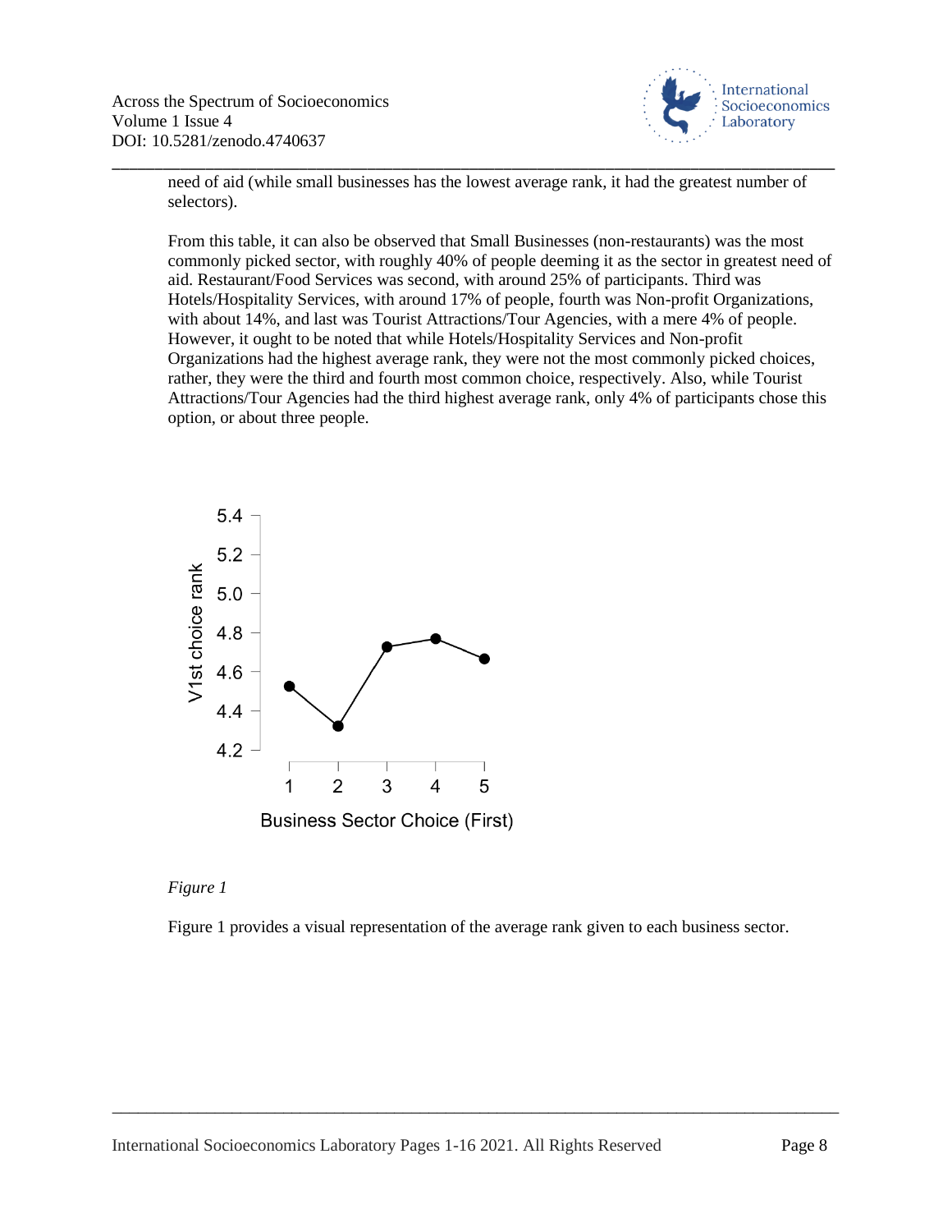need of aid (while small businesses has the lowest average rank, it had the greatest number of selectors).

From this table, it can also be observed that Small Businesses (non-restaurants) was the most commonly picked sector, with roughly 40% of people deeming it as the sector in greatest need of aid. Restaurant/Food Services was second, with around 25% of participants. Third was Hotels/Hospitality Services, with around 17% of people, fourth was Non-profit Organizations, with about 14%, and last was Tourist Attractions/Tour Agencies, with a mere 4% of people. However, it ought to be noted that while Hotels/Hospitality Services and Non-profit Organizations had the highest average rank, they were not the most commonly picked choices, rather, they were the third and fourth most common choice, respectively. Also, while Tourist Attractions/Tour Agencies had the third highest average rank, only 4% of participants chose this option, or about three people.

*Figure 1*

Figure 1 provides a visual representation of the average rank given to each business sector.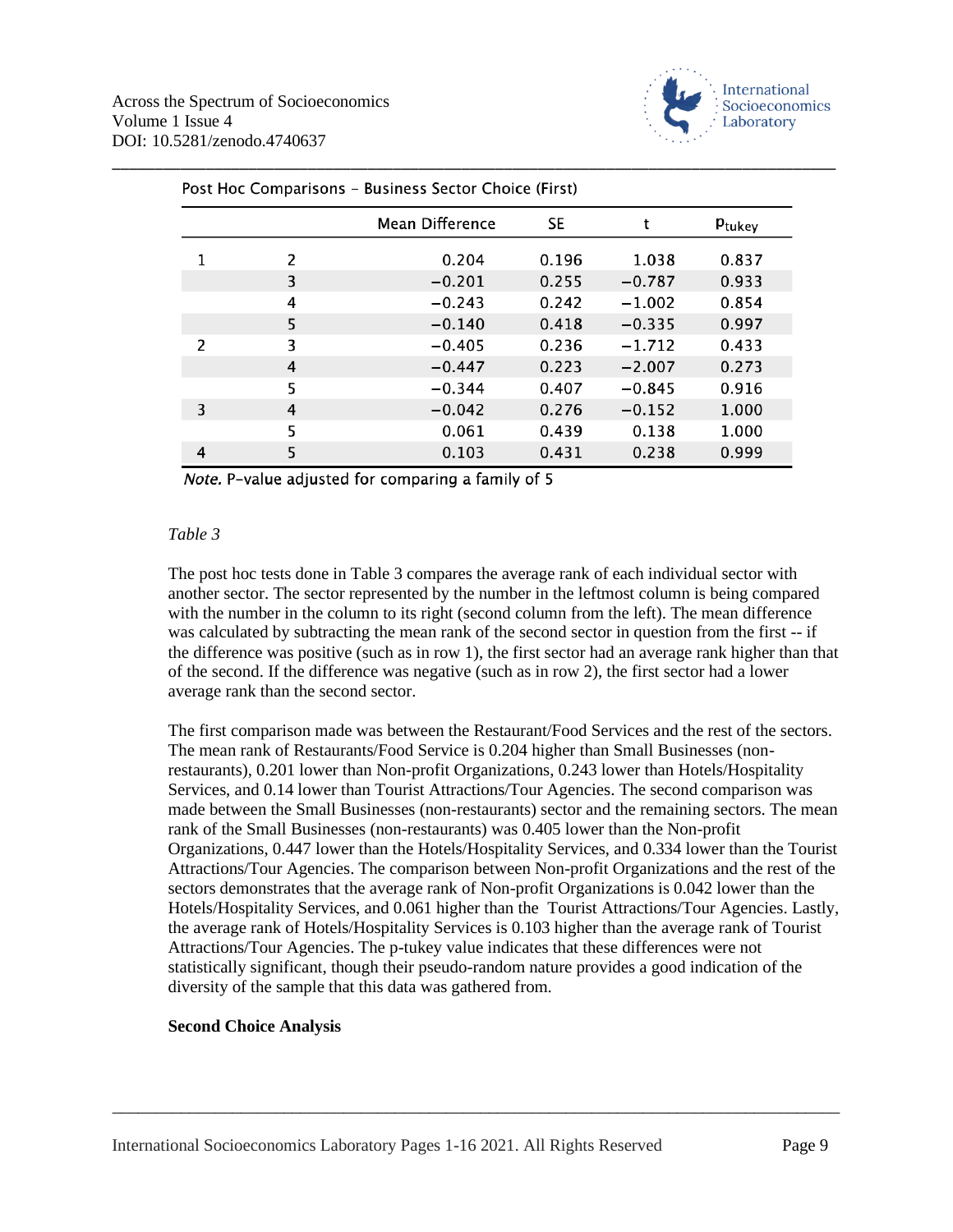Post Hoc Comparisons – Business Sector Choice (First)

| | | Mean Difference | SE | t | $p_{tukey}$ |
|---|---|---|---|---|---|
| 1 | 2 | 0.204 | 0.196 | 1.038 | 0.837 |
| | 3 | −0.201 | 0.255 | −0.787 | 0.933 |
| | 4 | −0.243 | 0.242 | −1.002 | 0.854 |
| | 5 | −0.140 | 0.418 | −0.335 | 0.997 |
| 2 | 3 | −0.405 | 0.236 | −1.712 | 0.433 |
| | 4 | −0.447 | 0.223 | −2.007 | 0.273 |
| | 5 | −0.344 | 0.407 | −0.845 | 0.916 |
| 3 | 4 | −0.042 | 0.276 | −0.152 | 1.000 |
| | 5 | 0.061 | 0.439 | 0.138 | 1.000 |
| 4 | 5 | 0.103 | 0.431 | 0.238 | 0.999 |

*Note.* P-value adjusted for comparing a family of 5

*Table 3*

The post hoc tests done in Table 3 compares the average rank of each individual sector with another sector. The sector represented by the number in the leftmost column is being compared with the number in the column to its right (second column from the left). The mean difference was calculated by subtracting the mean rank of the second sector in question from the first -- if the difference was positive (such as in row 1), the first sector had an average rank higher than that of the second. If the difference was negative (such as in row 2), the first sector had a lower average rank than the second sector.

The first comparison made was between the Restaurant/Food Services and the rest of the sectors. The mean rank of Restaurants/Food Service is 0.204 higher than Small Businesses (non-restaurants), 0.201 lower than Non-profit Organizations, 0.243 lower than Hotels/Hospitality Services, and 0.14 lower than Tourist Attractions/Tour Agencies. The second comparison was made between the Small Businesses (non-restaurants) sector and the remaining sectors. The mean rank of the Small Businesses (non-restaurants) was 0.405 lower than the Non-profit Organizations, 0.447 lower than the Hotels/Hospitality Services, and 0.334 lower than the Tourist Attractions/Tour Agencies. The comparison between Non-profit Organizations and the rest of the sectors demonstrates that the average rank of Non-profit Organizations is 0.042 lower than the Hotels/Hospitality Services, and 0.061 higher than the Tourist Attractions/Tour Agencies. Lastly, the average rank of Hotels/Hospitality Services is 0.103 higher than the average rank of Tourist Attractions/Tour Agencies. The p-tukey value indicates that these differences were not statistically significant, though their pseudo-random nature provides a good indication of the diversity of the sample that this data was gathered from.

**Second Choice Analysis**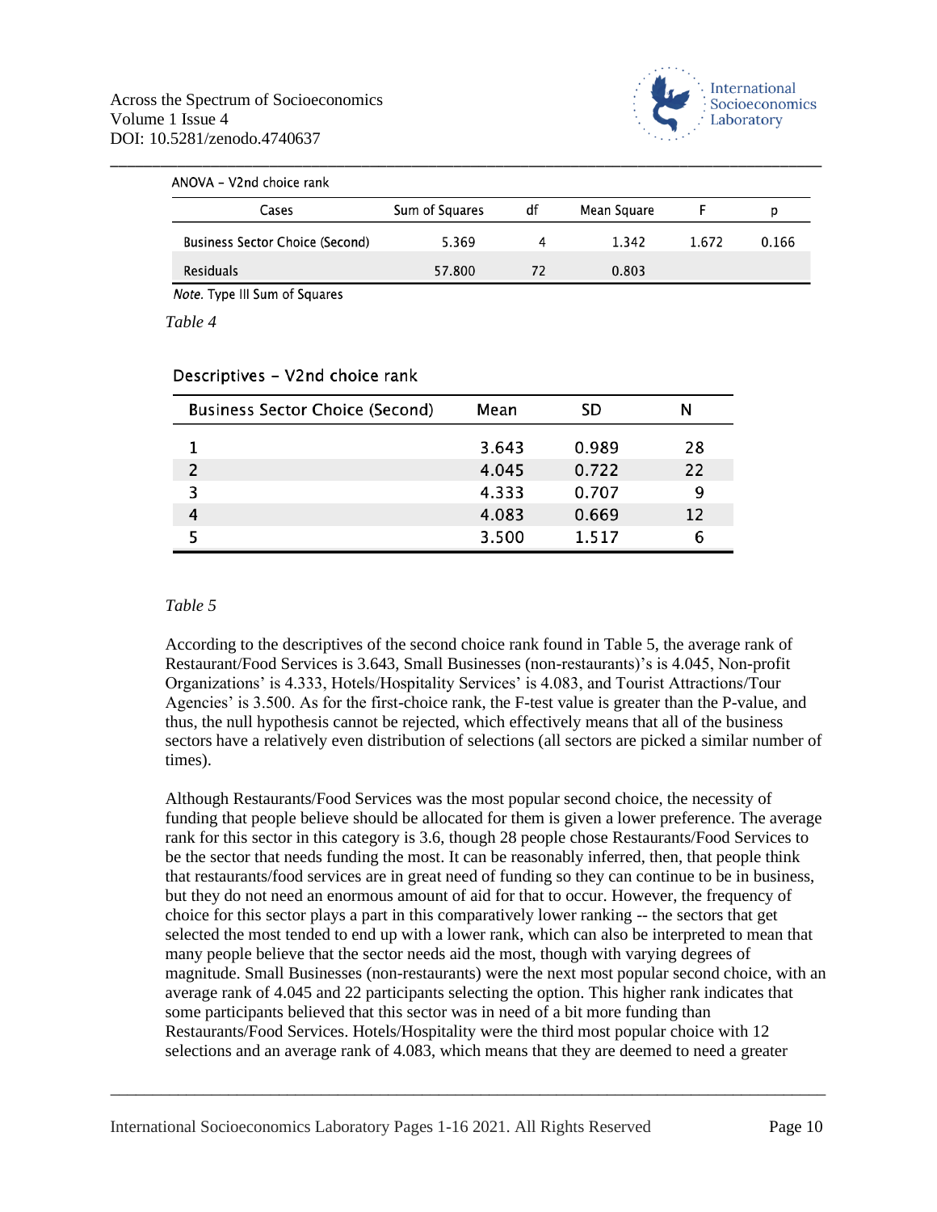ANOVA – V2nd choice rank

| Cases | Sum of Squares | df | Mean Square | F | p |
|---|---|---|---|---|---|
| Business Sector Choice (Second) | 5.369 | 4 | 1.342 | 1.672 | 0.166 |
| Residuals | 57.800 | 72 | 0.803 | | |

*Note.* Type III Sum of Squares

*Table 4*

Descriptives – V2nd choice rank

| Business Sector Choice (Second) | Mean | SD | N |
|---|---|---|---|
| 1 | 3.643 | 0.989 | 28 |
| 2 | 4.045 | 0.722 | 22 |
| 3 | 4.333 | 0.707 | 9 |
| 4 | 4.083 | 0.669 | 12 |
| 5 | 3.500 | 1.517 | 6 |

*Table 5*

According to the descriptives of the second choice rank found in Table 5, the average rank of Restaurant/Food Services is 3.643, Small Businesses (non-restaurants)'s is 4.045, Non-profit Organizations' is 4.333, Hotels/Hospitality Services' is 4.083, and Tourist Attractions/Tour Agencies' is 3.500. As for the first-choice rank, the F-test value is greater than the P-value, and thus, the null hypothesis cannot be rejected, which effectively means that all of the business sectors have a relatively even distribution of selections (all sectors are picked a similar number of times).

Although Restaurants/Food Services was the most popular second choice, the necessity of funding that people believe should be allocated for them is given a lower preference. The average rank for this sector in this category is 3.6, though 28 people chose Restaurants/Food Services to be the sector that needs funding the most. It can be reasonably inferred, then, that people think that restaurants/food services are in great need of funding so they can continue to be in business, but they do not need an enormous amount of aid for that to occur. However, the frequency of choice for this sector plays a part in this comparatively lower ranking -- the sectors that get selected the most tended to end up with a lower rank, which can also be interpreted to mean that many people believe that the sector needs aid the most, though with varying degrees of magnitude. Small Businesses (non-restaurants) were the next most popular second choice, with an average rank of 4.045 and 22 participants selecting the option. This higher rank indicates that some participants believed that this sector was in need of a bit more funding than Restaurants/Food Services. Hotels/Hospitality were the third most popular choice with 12 selections and an average rank of 4.083, which means that they are deemed to need a greater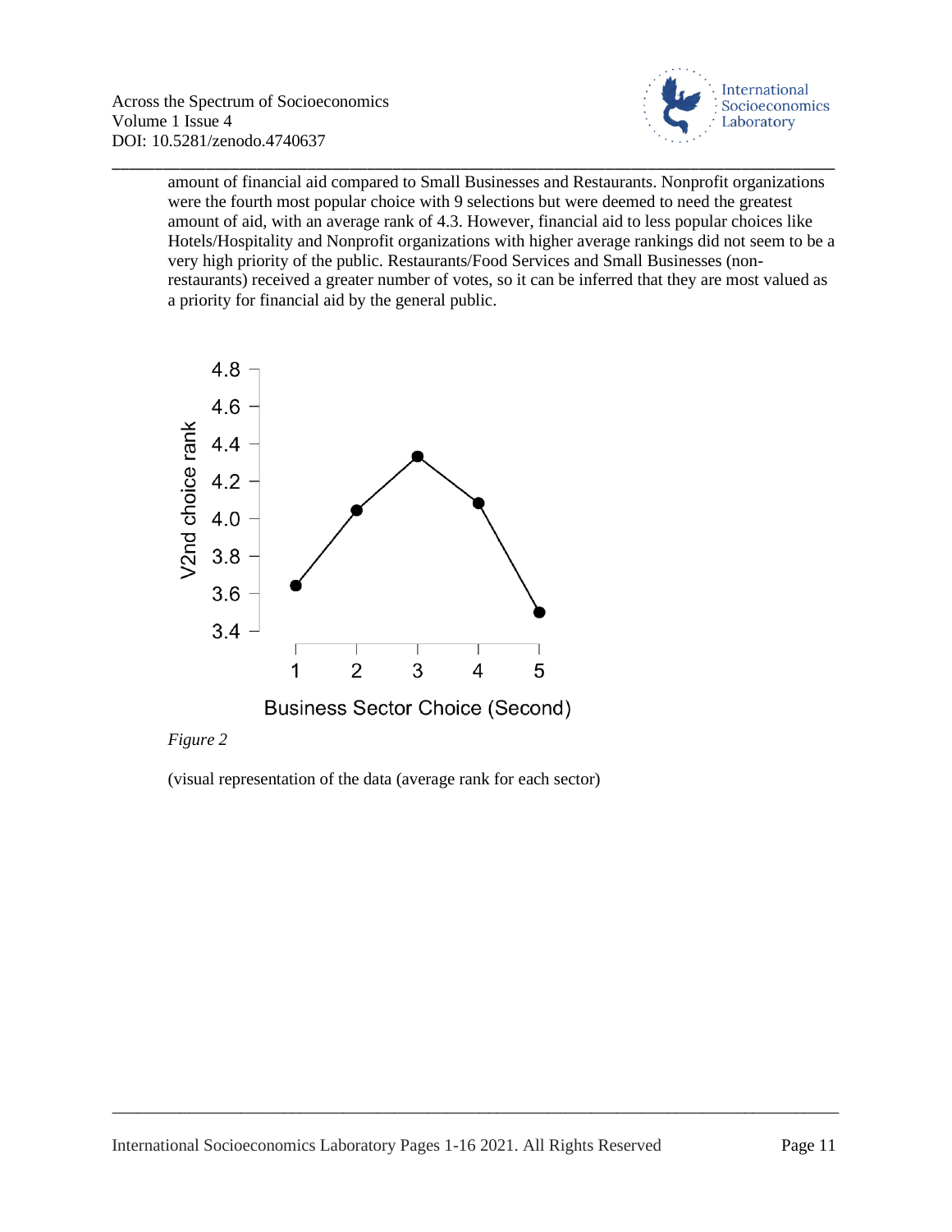amount of financial aid compared to Small Businesses and Restaurants. Nonprofit organizations were the fourth most popular choice with 9 selections but were deemed to need the greatest amount of aid, with an average rank of 4.3. However, financial aid to less popular choices like Hotels/Hospitality and Nonprofit organizations with higher average rankings did not seem to be a very high priority of the public. Restaurants/Food Services and Small Businesses (non-restaurants) received a greater number of votes, so it can be inferred that they are most valued as a priority for financial aid by the general public.

*Figure 2*

(visual representation of the data (average rank for each sector)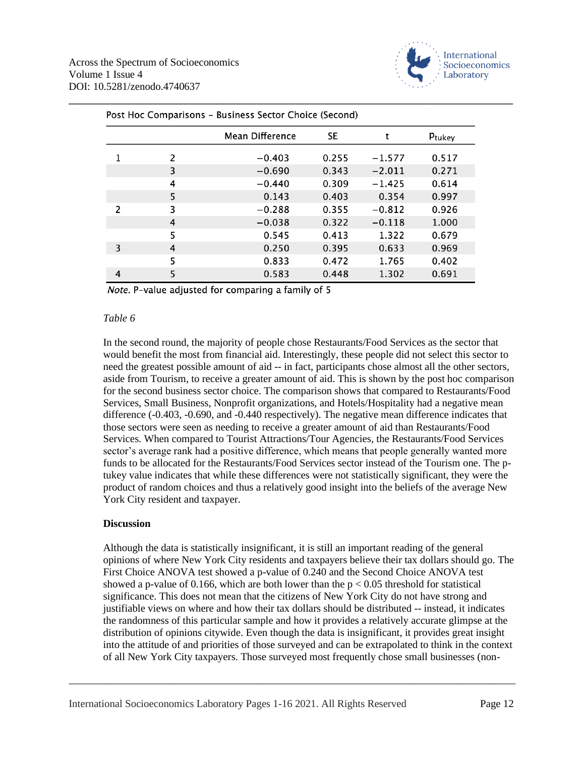Post Hoc Comparisons – Business Sector Choice (Second)

| | | Mean Difference | SE | t | $p_{tukey}$ |
|---|---|---|---|---|---|
| 1 | 2 | −0.403 | 0.255 | −1.577 | 0.517 |
| | 3 | −0.690 | 0.343 | −2.011 | 0.271 |
| | 4 | −0.440 | 0.309 | −1.425 | 0.614 |
| | 5 | 0.143 | 0.403 | 0.354 | 0.997 |
| 2 | 3 | −0.288 | 0.355 | −0.812 | 0.926 |
| | 4 | −0.038 | 0.322 | −0.118 | 1.000 |
| | 5 | 0.545 | 0.413 | 1.322 | 0.679 |
| 3 | 4 | 0.250 | 0.395 | 0.633 | 0.969 |
| | 5 | 0.833 | 0.472 | 1.765 | 0.402 |
| 4 | 5 | 0.583 | 0.448 | 1.302 | 0.691 |

*Note.* P-value adjusted for comparing a family of 5

*Table 6*

In the second round, the majority of people chose Restaurants/Food Services as the sector that would benefit the most from financial aid. Interestingly, these people did not select this sector to need the greatest possible amount of aid -- in fact, participants chose almost all the other sectors, aside from Tourism, to receive a greater amount of aid. This is shown by the post hoc comparison for the second business sector choice. The comparison shows that compared to Restaurants/Food Services, Small Business, Nonprofit organizations, and Hotels/Hospitality had a negative mean difference (-0.403, -0.690, and -0.440 respectively). The negative mean difference indicates that those sectors were seen as needing to receive a greater amount of aid than Restaurants/Food Services. When compared to Tourist Attractions/Tour Agencies, the Restaurants/Food Services sector's average rank had a positive difference, which means that people generally wanted more funds to be allocated for the Restaurants/Food Services sector instead of the Tourism one. The p-tukey value indicates that while these differences were not statistically significant, they were the product of random choices and thus a relatively good insight into the beliefs of the average New York City resident and taxpayer.

**Discussion**

Although the data is statistically insignificant, it is still an important reading of the general opinions of where New York City residents and taxpayers believe their tax dollars should go. The First Choice ANOVA test showed a p-value of 0.240 and the Second Choice ANOVA test showed a p-value of 0.166, which are both lower than the $p < 0.05$ threshold for statistical significance. This does not mean that the citizens of New York City do not have strong and justifiable views on where and how their tax dollars should be distributed -- instead, it indicates the randomness of this particular sample and how it provides a relatively accurate glimpse at the distribution of opinions citywide. Even though the data is insignificant, it provides great insight into the attitude of and priorities of those surveyed and can be extrapolated to think in the context of all New York City taxpayers. Those surveyed most frequently chose small businesses (non-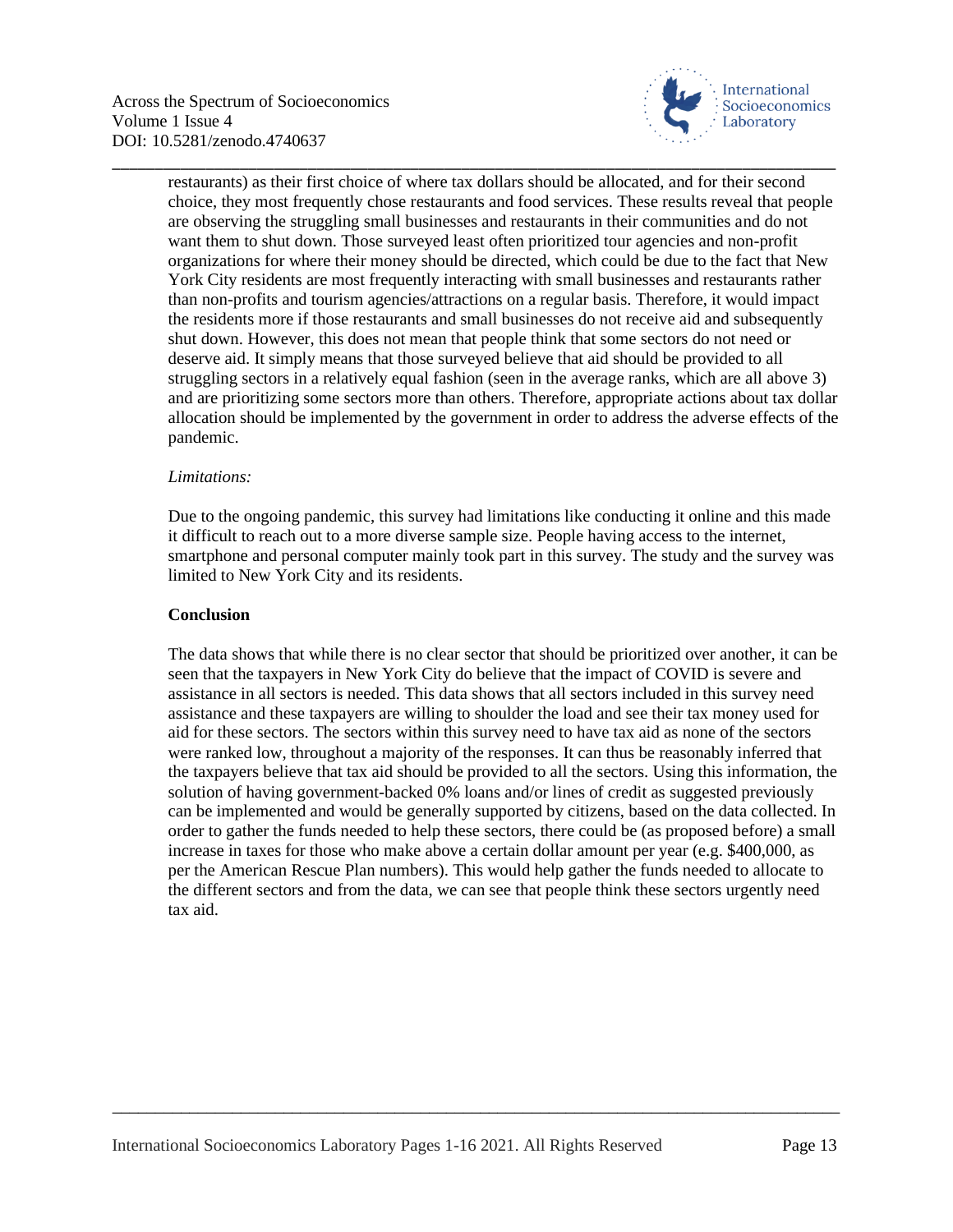restaurants) as their first choice of where tax dollars should be allocated, and for their second choice, they most frequently chose restaurants and food services. These results reveal that people are observing the struggling small businesses and restaurants in their communities and do not want them to shut down. Those surveyed least often prioritized tour agencies and non-profit organizations for where their money should be directed, which could be due to the fact that New York City residents are most frequently interacting with small businesses and restaurants rather than non-profits and tourism agencies/attractions on a regular basis. Therefore, it would impact the residents more if those restaurants and small businesses do not receive aid and subsequently shut down. However, this does not mean that people think that some sectors do not need or deserve aid. It simply means that those surveyed believe that aid should be provided to all struggling sectors in a relatively equal fashion (seen in the average ranks, which are all above 3) and are prioritizing some sectors more than others. Therefore, appropriate actions about tax dollar allocation should be implemented by the government in order to address the adverse effects of the pandemic.

*Limitations:*

Due to the ongoing pandemic, this survey had limitations like conducting it online and this made it difficult to reach out to a more diverse sample size. People having access to the internet, smartphone and personal computer mainly took part in this survey. The study and the survey was limited to New York City and its residents.

**Conclusion**

The data shows that while there is no clear sector that should be prioritized over another, it can be seen that the taxpayers in New York City do believe that the impact of COVID is severe and assistance in all sectors is needed. This data shows that all sectors included in this survey need assistance and these taxpayers are willing to shoulder the load and see their tax money used for aid for these sectors. The sectors within this survey need to have tax aid as none of the sectors were ranked low, throughout a majority of the responses. It can thus be reasonably inferred that the taxpayers believe that tax aid should be provided to all the sectors. Using this information, the solution of having government-backed 0% loans and/or lines of credit as suggested previously can be implemented and would be generally supported by citizens, based on the data collected. In order to gather the funds needed to help these sectors, there could be (as proposed before) a small increase in taxes for those who make above a certain dollar amount per year (e.g. $400,000, as per the American Rescue Plan numbers). This would help gather the funds needed to allocate to the different sectors and from the data, we can see that people think these sectors urgently need tax aid.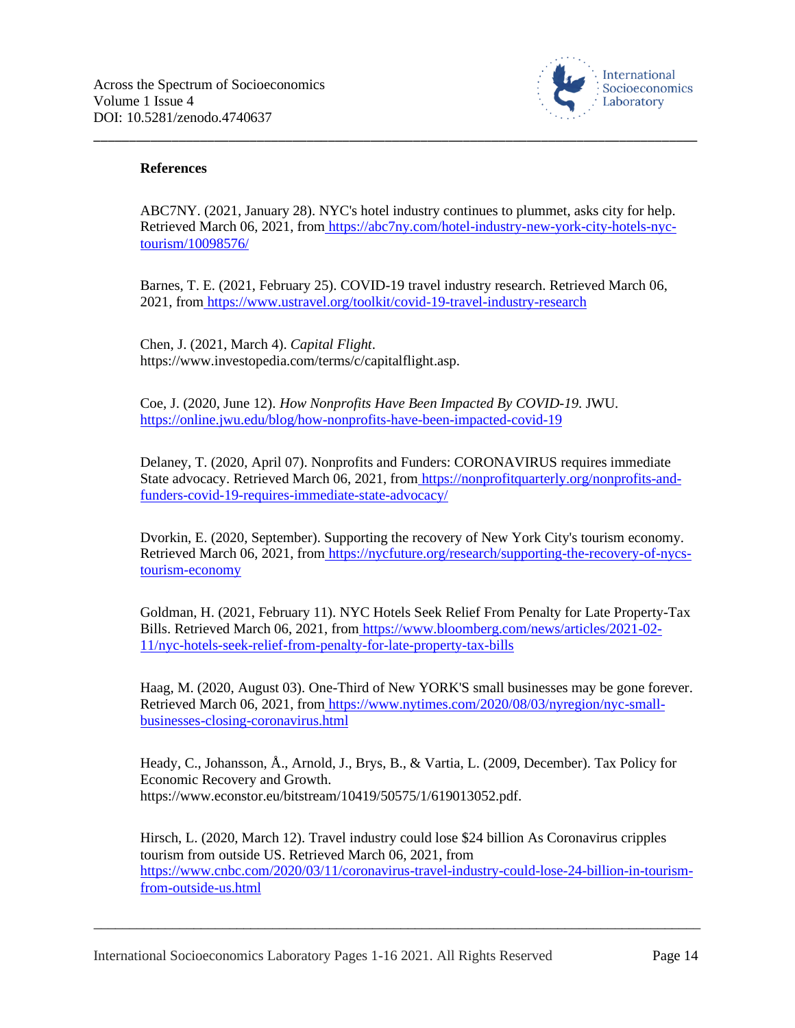**References**

ABC7NY. (2021, January 28). NYC's hotel industry continues to plummet, asks city for help. Retrieved March 06, 2021, from https://abc7ny.com/hotel-industry-new-york-city-hotels-nyc-tourism/10098576/

Barnes, T. E. (2021, February 25). COVID-19 travel industry research. Retrieved March 06, 2021, from https://www.ustravel.org/toolkit/covid-19-travel-industry-research

Chen, J. (2021, March 4). *Capital Flight*. https://www.investopedia.com/terms/c/capitalflight.asp.

Coe, J. (2020, June 12). *How Nonprofits Have Been Impacted By COVID-19*. JWU. https://online.jwu.edu/blog/how-nonprofits-have-been-impacted-covid-19

Delaney, T. (2020, April 07). Nonprofits and Funders: CORONAVIRUS requires immediate State advocacy. Retrieved March 06, 2021, from https://nonprofitquarterly.org/nonprofits-and-funders-covid-19-requires-immediate-state-advocacy/

Dvorkin, E. (2020, September). Supporting the recovery of New York City's tourism economy. Retrieved March 06, 2021, from https://nycfuture.org/research/supporting-the-recovery-of-nycs-tourism-economy

Goldman, H. (2021, February 11). NYC Hotels Seek Relief From Penalty for Late Property-Tax Bills. Retrieved March 06, 2021, from https://www.bloomberg.com/news/articles/2021-02-11/nyc-hotels-seek-relief-from-penalty-for-late-property-tax-bills

Haag, M. (2020, August 03). One-Third of New YORK'S small businesses may be gone forever. Retrieved March 06, 2021, from https://www.nytimes.com/2020/08/03/nyregion/nyc-small-businesses-closing-coronavirus.html

Heady, C., Johansson, Å., Arnold, J., Brys, B., & Vartia, L. (2009, December). Tax Policy for Economic Recovery and Growth. https://www.econstor.eu/bitstream/10419/50575/1/619013052.pdf.

Hirsch, L. (2020, March 12). Travel industry could lose $24 billion As Coronavirus cripples tourism from outside US. Retrieved March 06, 2021, from https://www.cnbc.com/2020/03/11/coronavirus-travel-industry-could-lose-24-billion-in-tourism-from-outside-us.html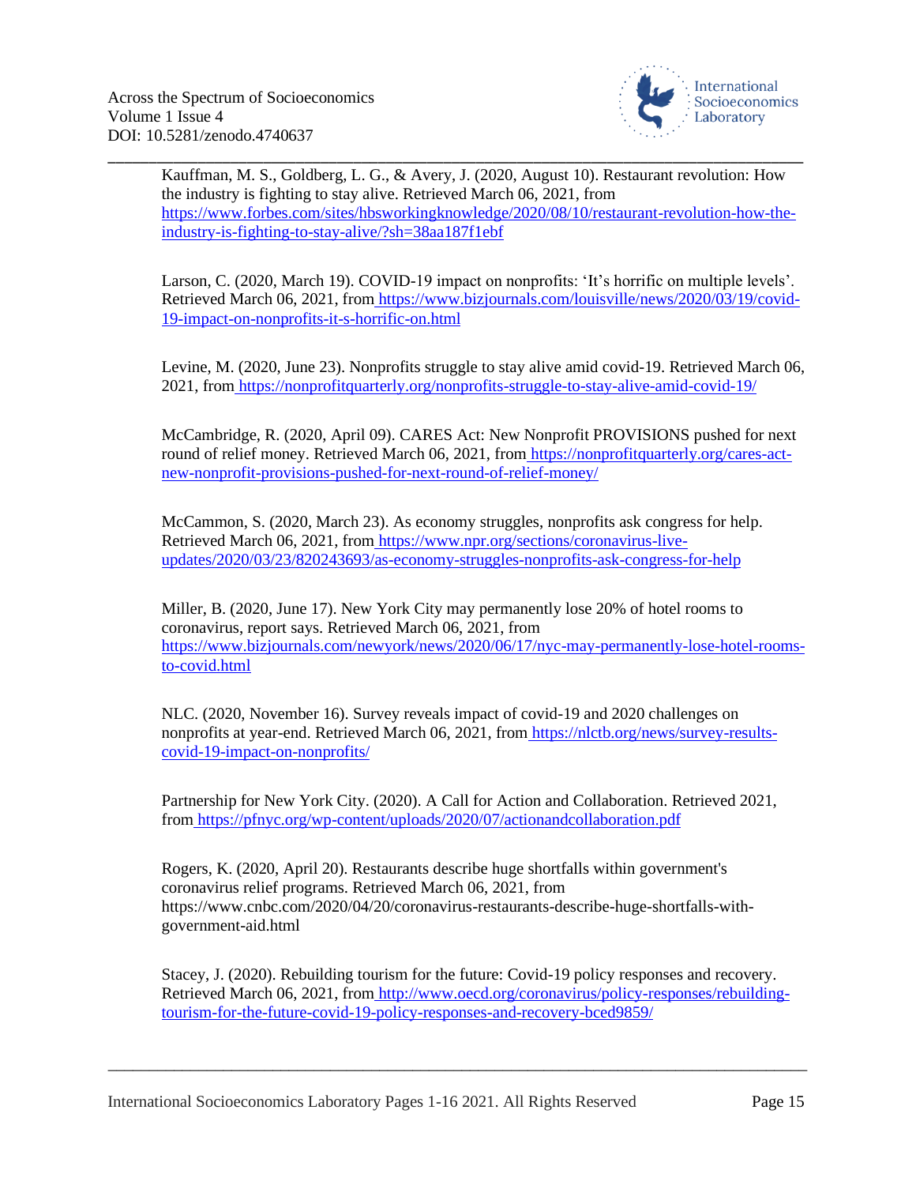Kauffman, M. S., Goldberg, L. G., & Avery, J. (2020, August 10). Restaurant revolution: How the industry is fighting to stay alive. Retrieved March 06, 2021, from https://www.forbes.com/sites/hbsworkingknowledge/2020/08/10/restaurant-revolution-how-the-industry-is-fighting-to-stay-alive/?sh=38aa187f1ebf

Larson, C. (2020, March 19). COVID-19 impact on nonprofits: 'It's horrific on multiple levels'. Retrieved March 06, 2021, from https://www.bizjournals.com/louisville/news/2020/03/19/covid-19-impact-on-nonprofits-it-s-horrific-on.html

Levine, M. (2020, June 23). Nonprofits struggle to stay alive amid covid-19. Retrieved March 06, 2021, from https://nonprofitquarterly.org/nonprofits-struggle-to-stay-alive-amid-covid-19/

McCambridge, R. (2020, April 09). CARES Act: New Nonprofit PROVISIONS pushed for next round of relief money. Retrieved March 06, 2021, from https://nonprofitquarterly.org/cares-act-new-nonprofit-provisions-pushed-for-next-round-of-relief-money/

McCammon, S. (2020, March 23). As economy struggles, nonprofits ask congress for help. Retrieved March 06, 2021, from https://www.npr.org/sections/coronavirus-live-updates/2020/03/23/820243693/as-economy-struggles-nonprofits-ask-congress-for-help

Miller, B. (2020, June 17). New York City may permanently lose 20% of hotel rooms to coronavirus, report says. Retrieved March 06, 2021, from https://www.bizjournals.com/newyork/news/2020/06/17/nyc-may-permanently-lose-hotel-rooms-to-covid.html

NLC. (2020, November 16). Survey reveals impact of covid-19 and 2020 challenges on nonprofits at year-end. Retrieved March 06, 2021, from https://nlctb.org/news/survey-results-covid-19-impact-on-nonprofits/

Partnership for New York City. (2020). A Call for Action and Collaboration. Retrieved 2021, from https://pfnyc.org/wp-content/uploads/2020/07/actionandcollaboration.pdf

Rogers, K. (2020, April 20). Restaurants describe huge shortfalls within government's coronavirus relief programs. Retrieved March 06, 2021, from https://www.cnbc.com/2020/04/20/coronavirus-restaurants-describe-huge-shortfalls-with-government-aid.html

Stacey, J. (2020). Rebuilding tourism for the future: Covid-19 policy responses and recovery. Retrieved March 06, 2021, from http://www.oecd.org/coronavirus/policy-responses/rebuilding-tourism-for-the-future-covid-19-policy-responses-and-recovery-bced9859/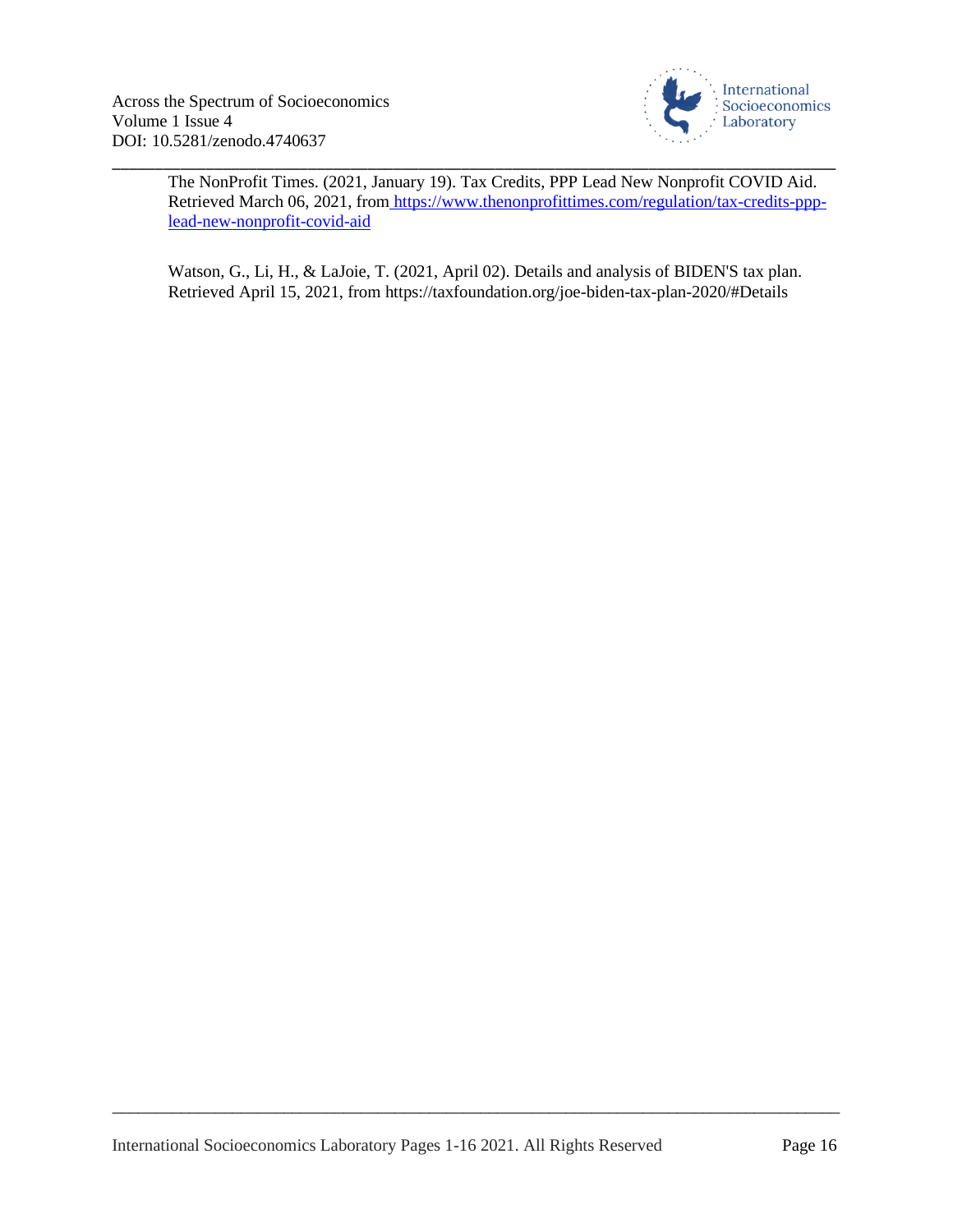The NonProfit Times. (2021, January 19). Tax Credits, PPP Lead New Nonprofit COVID Aid. Retrieved March 06, 2021, from https://www.thenonprofittimes.com/regulation/tax-credits-ppp-lead-new-nonprofit-covid-aid

Watson, G., Li, H., & LaJoie, T. (2021, April 02). Details and analysis of BIDEN'S tax plan. Retrieved April 15, 2021, from https://taxfoundation.org/joe-biden-tax-plan-2020/#Details